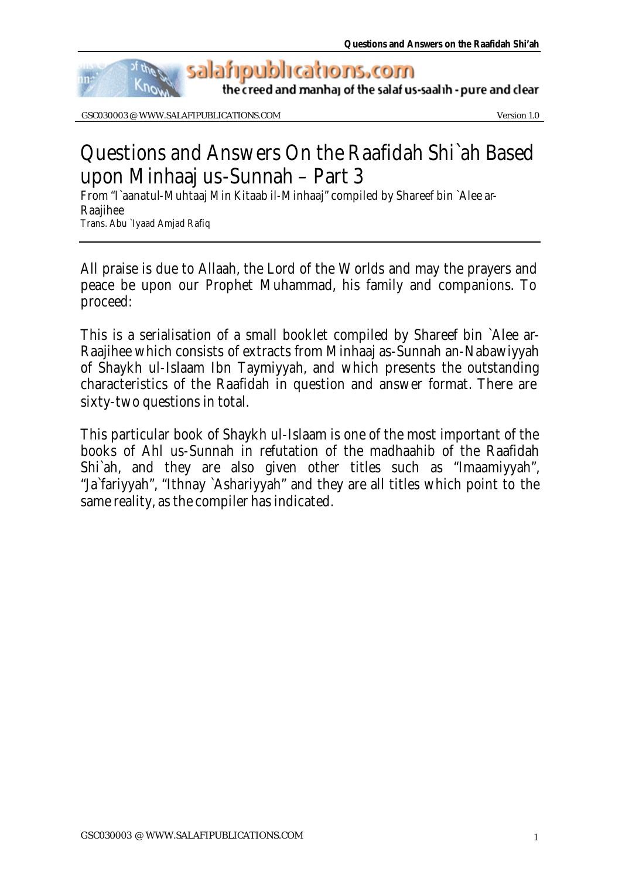# Questions and Answers On the Raafidah Shi`ah Based upon Minhaaj us-Sunnah – Part 3

From "I`aanatul-Muhtaaj Min Kitaab il-Minhaaj" compiled by Shareef bin `Alee ar-Raajihee

Trans. Abu `Iyaad Amjad Rafiq

All praise is due to Allaah, the Lord of the Worlds and may the prayers and peace be upon our Prophet Muhammad, his family and companions. To proceed:

This is a serialisation of a small booklet compiled by Shareef bin `Alee ar-Raajihee which consists of extracts from Minhaaj as-Sunnah an-Nabawiyyah of Shaykh ul-Islaam Ibn Taymiyyah, and which presents the outstanding characteristics of the Raafidah in question and answer format. There are sixty-two questions in total.

This particular book of Shaykh ul-Islaam is one of the most important of the books of Ahl us-Sunnah in refutation of the madhaahib of the Raafidah Shi`ah, and they are also given other titles such as "Imaamiyyah", "Ja`fariyyah", "Ithnay `Ashariyyah" and they are all titles which point to the same reality, as the compiler has indicated.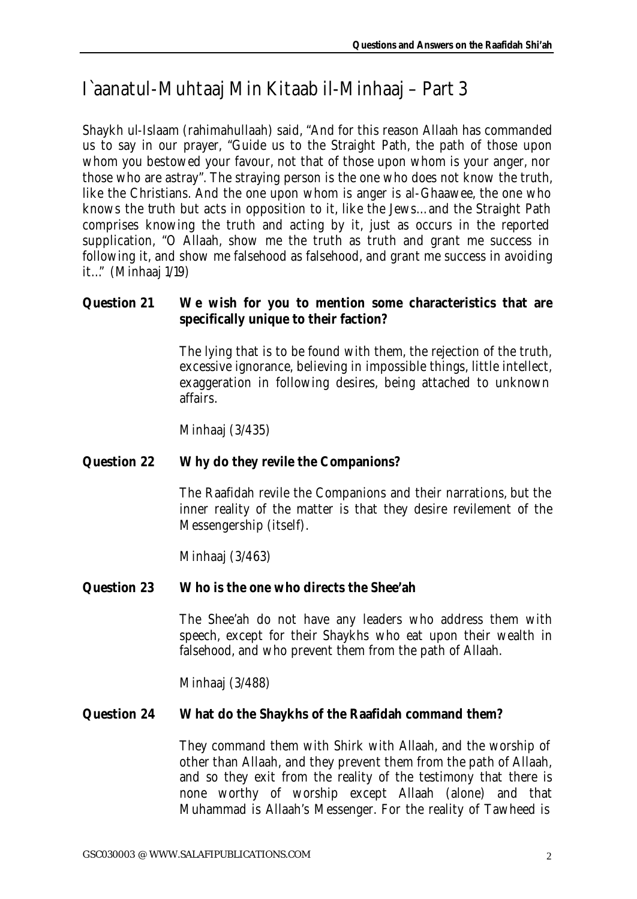# I`aanatul-Muhtaaj Min Kitaab il-Minhaaj – Part 3

Shaykh ul-Islaam (rahimahullaah) said, "And for this reason Allaah has commanded us to say in our prayer, "Guide us to the Straight Path, the path of those upon whom you bestowed your favour, not that of those upon whom is your anger, nor those who are astray". The straying person is the one who does not know the truth, like the Christians. And the one upon whom is anger is al-Ghaawee, the one who knows the truth but acts in opposition to it, like the Jews…and the Straight Path comprises knowing the truth and acting by it, just as occurs in the reported supplication, "O Allaah, show me the truth as truth and grant me success in following it, and show me falsehood as falsehood, and grant me success in avoiding it…" (Minhaaj 1/19)

**Question 21 We wish for you to mention some characteristics that are specifically unique to their faction?**

The lying that is to be found with them, the rejection of the truth, excessive ignorance, believing in impossible things, little intellect, exaggeration in following desires, being attached to unknown affairs.

Minhaaj (3/435)

**Question 22 Why do they revile the Companions?**

The Raafidah revile the Companions and their narrations, but the inner reality of the matter is that they desire revilement of the Messengership (itself).

Minhaaj (3/463)

**Question 23 Who is the one who directs the Shee'ah**

The Shee'ah do not have any leaders who address them with speech, except for their Shaykhs who eat upon their wealth in falsehood, and who prevent them from the path of Allaah.

Minhaaj (3/488)

**Question 24 What do the Shaykhs of the Raafidah command them?**

They command them with Shirk with Allaah, and the worship of other than Allaah, and they prevent them from the path of Allaah, and so they exit from the reality of the testimony that there is none worthy of worship except Allaah (alone) and that Muhammad is Allaah's Messenger. For the reality of Tawheed is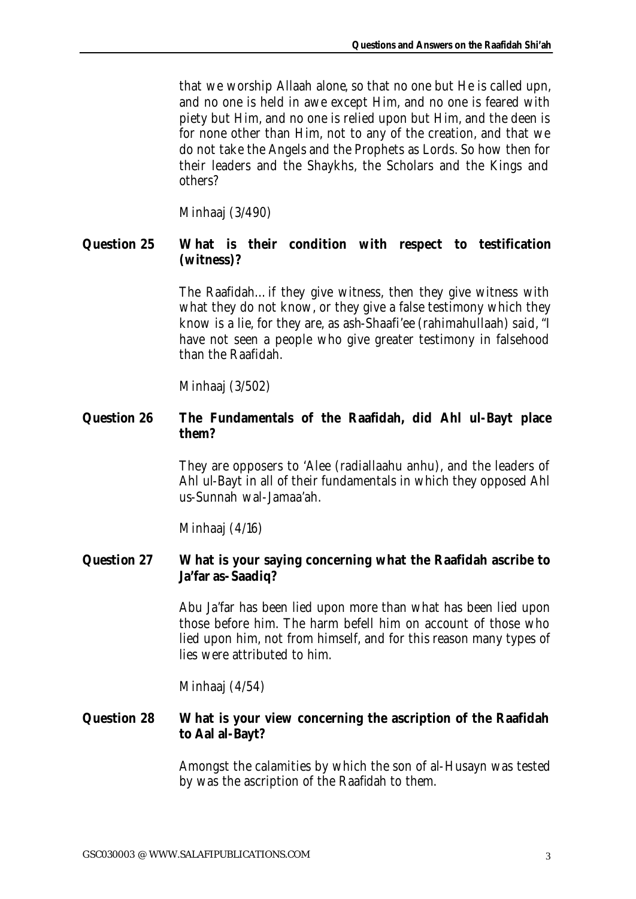that we worship Allaah alone, so that no one but He is called upn, and no one is held in awe except Him, and no one is feared with piety but Him, and no one is relied upon but Him, and the deen is for none other than Him, not to any of the creation, and that we do not take the Angels and the Prophets as Lords. So how then for their leaders and the Shaykhs, the Scholars and the Kings and others?

Minhaaj (3/490)

**Question 25 What is their condition with respect to testification (witness)?**

The Raafidah… if they give witness, then they give witness with what they do not know, or they give a false testimony which they know is a lie, for they are, as ash-Shaafi'ee (rahimahullaah) said, "I have not seen a people who give greater testimony in falsehood than the Raafidah.

Minhaaj (3/502)

**Question 26 The Fundamentals of the Raafidah, did Ahl ul-Bayt place them?**

They are opposers to 'Alee (radiallaahu anhu), and the leaders of Ahl ul-Bayt in all of their fundamentals in which they opposed Ahl us-Sunnah wal-Jamaa'ah.

Minhaaj (4/16)

**Question 27 What is your saying concerning what the Raafidah ascribe to Ja'far as-Saadiq?**

Abu Ja'far has been lied upon more than what has been lied upon those before him. The harm befell him on account of those who lied upon him, not from himself, and for this reason many types of lies were attributed to him.

Minhaaj (4/54)

**Question 28 What is your view concerning the ascription of the Raafidah to Aal al-Bayt?**

Amongst the calamities by which the son of al-Husayn was tested by was the ascription of the Raafidah to them.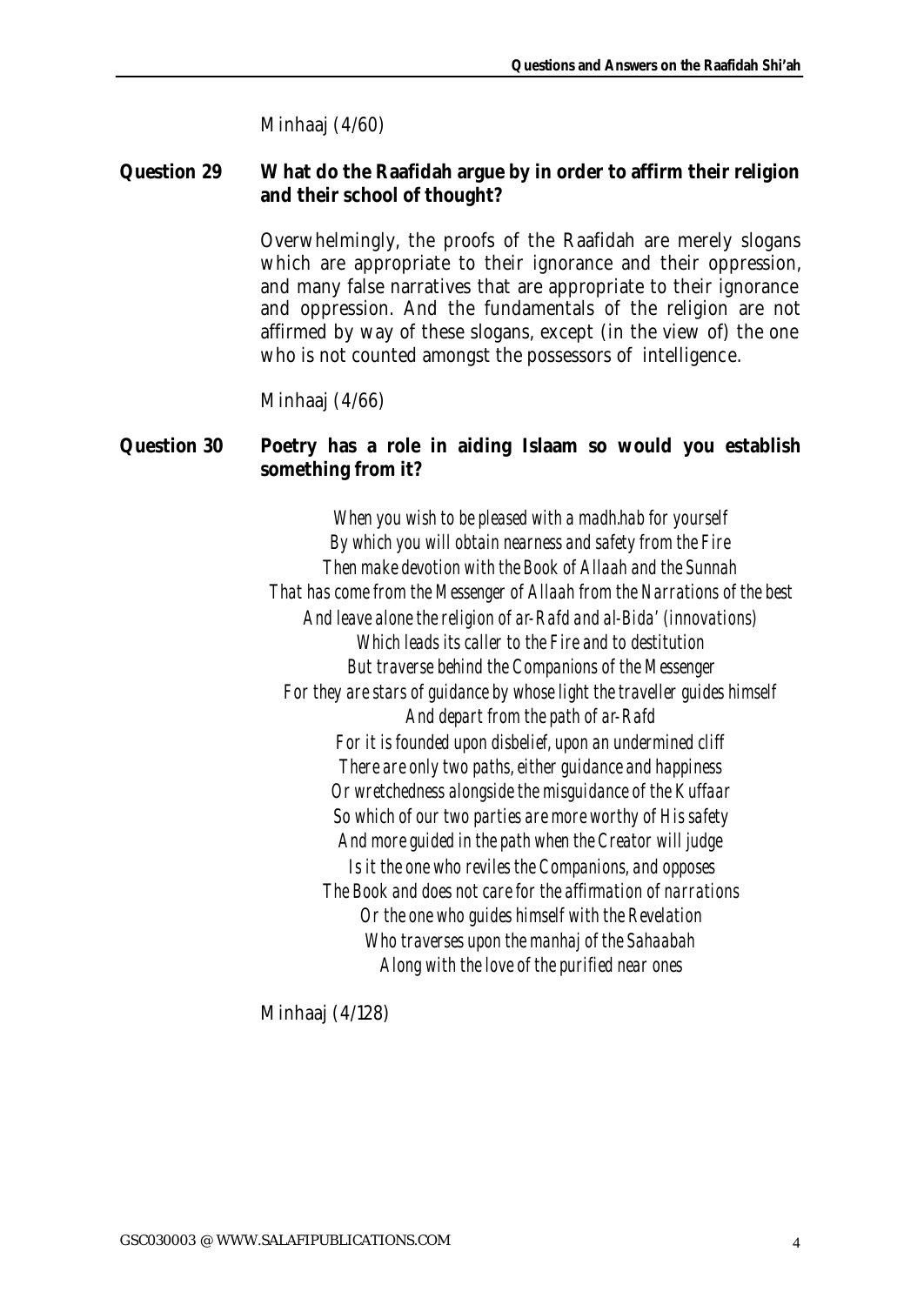Minhaaj (4/60)

**Question 29** **What do the Raafidah argue by in order to affirm their religion and their school of thought?**

Overwhelmingly, the proofs of the Raafidah are merely slogans which are appropriate to their ignorance and their oppression, and many false narratives that are appropriate to their ignorance and oppression. And the fundamentals of the religion are not affirmed by way of these slogans, except (in the view of) the one who is not counted amongst the possessors of intelligence.

Minhaaj (4/66)

**Question 30** **Poetry has a role in aiding Islaam so would you establish something from it?**

*When you wish to be pleased with a madh.hab for yourself*
*By which you will obtain nearness and safety from the Fire*
*Then make devotion with the Book of Allaah and the Sunnah*
*That has come from the Messenger of Allaah from the Narrations of the best*
*And leave alone the religion of ar-Rafd and al-Bida' (innovations)*
*Which leads its caller to the Fire and to destitution*
*But traverse behind the Companions of the Messenger*
*For they are stars of guidance by whose light the traveller guides himself*
*And depart from the path of ar-Rafd*
*For it is founded upon disbelief, upon an undermined cliff*
*There are only two paths, either guidance and happiness*
*Or wretchedness alongside the misguidance of the Kuffaar*
*So which of our two parties are more worthy of His safety*
*And more guided in the path when the Creator will judge*
*Is it the one who reviles the Companions, and opposes*
*The Book and does not care for the affirmation of narrations*
*Or the one who guides himself with the Revelation*
*Who traverses upon the manhaj of the Sahaabah*
*Along with the love of the purified near ones*

Minhaaj (4/128)